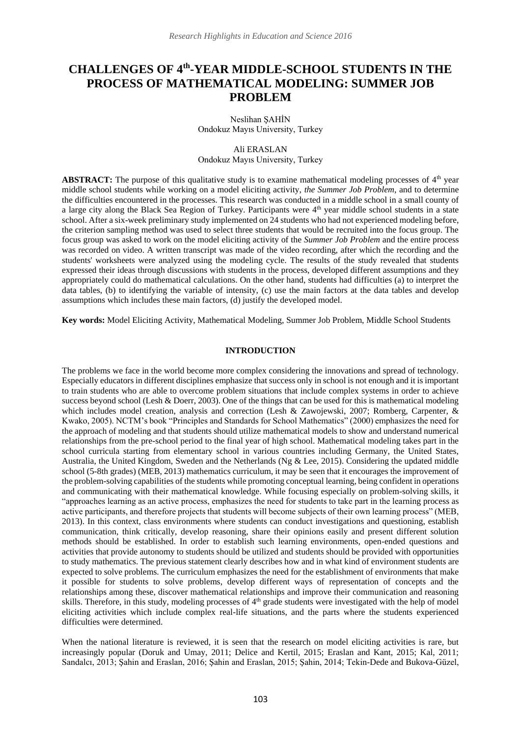# CHALLENGES OF 4th-YEAR MIDDLE-SCHOOL STUDENTS IN THE PROCESS OF MATHEMATICAL MODELING: SUMMER JOB PROBLEM

Neslihan ŞAHİN
Ondokuz Mayıs University, Turkey

Ali ERASLAN
Ondokuz Mayıs University, Turkey

**ABSTRACT:** The purpose of this qualitative study is to examine mathematical modeling processes of 4th year middle school students while working on a model eliciting activity, *the Summer Job Problem*, and to determine the difficulties encountered in the processes. This research was conducted in a middle school in a small county of a large city along the Black Sea Region of Turkey. Participants were 4th year middle school students in a state school. After a six-week preliminary study implemented on 24 students who had not experienced modeling before, the criterion sampling method was used to select three students that would be recruited into the focus group. The focus group was asked to work on the model eliciting activity of the *Summer Job Problem* and the entire process was recorded on video. A written transcript was made of the video recording, after which the recording and the students' worksheets were analyzed using the modeling cycle. The results of the study revealed that students expressed their ideas through discussions with students in the process, developed different assumptions and they appropriately could do mathematical calculations. On the other hand, students had difficulties (a) to interpret the data tables, (b) to identifying the variable of intensity, (c) use the main factors at the data tables and develop assumptions which includes these main factors, (d) justify the developed model.

**Key words:** Model Eliciting Activity, Mathematical Modeling, Summer Job Problem, Middle School Students

## INTRODUCTION

The problems we face in the world become more complex considering the innovations and spread of technology. Especially educators in different disciplines emphasize that success only in school is not enough and it is important to train students who are able to overcome problem situations that include complex systems in order to achieve success beyond school (Lesh & Doerr, 2003). One of the things that can be used for this is mathematical modeling which includes model creation, analysis and correction (Lesh & Zawojewski, 2007; Romberg, Carpenter, & Kwako, 2005). NCTM's book "Principles and Standards for School Mathematics" (2000) emphasizes the need for the approach of modeling and that students should utilize mathematical models to show and understand numerical relationships from the pre-school period to the final year of high school. Mathematical modeling takes part in the school curricula starting from elementary school in various countries including Germany, the United States, Australia, the United Kingdom, Sweden and the Netherlands (Ng & Lee, 2015). Considering the updated middle school (5-8th grades) (MEB, 2013) mathematics curriculum, it may be seen that it encourages the improvement of the problem-solving capabilities of the students while promoting conceptual learning, being confident in operations and communicating with their mathematical knowledge. While focusing especially on problem-solving skills, it "approaches learning as an active process, emphasizes the need for students to take part in the learning process as active participants, and therefore projects that students will become subjects of their own learning process" (MEB, 2013). In this context, class environments where students can conduct investigations and questioning, establish communication, think critically, develop reasoning, share their opinions easily and present different solution methods should be established. In order to establish such learning environments, open-ended questions and activities that provide autonomy to students should be utilized and students should be provided with opportunities to study mathematics. The previous statement clearly describes how and in what kind of environment students are expected to solve problems. The curriculum emphasizes the need for the establishment of environments that make it possible for students to solve problems, develop different ways of representation of concepts and the relationships among these, discover mathematical relationships and improve their communication and reasoning skills. Therefore, in this study, modeling processes of 4th grade students were investigated with the help of model eliciting activities which include complex real-life situations, and the parts where the students experienced difficulties were determined.

When the national literature is reviewed, it is seen that the research on model eliciting activities is rare, but increasingly popular (Doruk and Umay, 2011; Delice and Kertil, 2015; Eraslan and Kant, 2015; Kal, 2011; Sandalcı, 2013; Şahin and Eraslan, 2016; Şahin and Eraslan, 2015; Şahin, 2014; Tekin-Dede and Bukova-Güzel,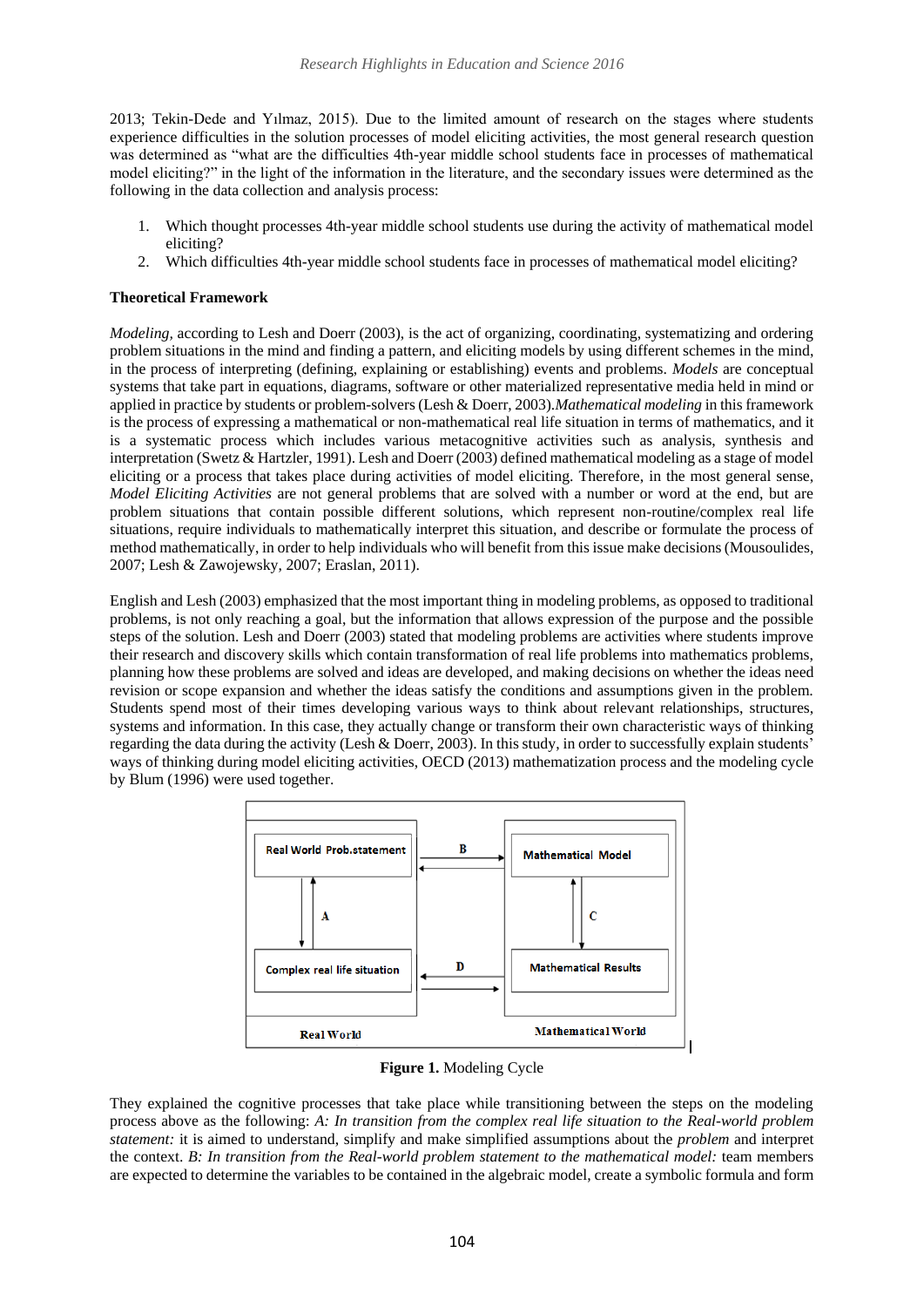2013; Tekin-Dede and Yılmaz, 2015). Due to the limited amount of research on the stages where students experience difficulties in the solution processes of model eliciting activities, the most general research question was determined as "what are the difficulties 4th-year middle school students face in processes of mathematical model eliciting?" in the light of the information in the literature, and the secondary issues were determined as the following in the data collection and analysis process:

1. Which thought processes 4th-year middle school students use during the activity of mathematical model eliciting?
2. Which difficulties 4th-year middle school students face in processes of mathematical model eliciting?

**Theoretical Framework**

*Modeling*, according to Lesh and Doerr (2003), is the act of organizing, coordinating, systematizing and ordering problem situations in the mind and finding a pattern, and eliciting models by using different schemes in the mind, in the process of interpreting (defining, explaining or establishing) events and problems. *Models* are conceptual systems that take part in equations, diagrams, software or other materialized representative media held in mind or applied in practice by students or problem-solvers (Lesh & Doerr, 2003).*Mathematical modeling* in this framework is the process of expressing a mathematical or non-mathematical real life situation in terms of mathematics, and it is a systematic process which includes various metacognitive activities such as analysis, synthesis and interpretation (Swetz & Hartzler, 1991). Lesh and Doerr (2003) defined mathematical modeling as a stage of model eliciting or a process that takes place during activities of model eliciting. Therefore, in the most general sense, *Model Eliciting Activities* are not general problems that are solved with a number or word at the end, but are problem situations that contain possible different solutions, which represent non-routine/complex real life situations, require individuals to mathematically interpret this situation, and describe or formulate the process of method mathematically, in order to help individuals who will benefit from this issue make decisions (Mousoulides, 2007; Lesh & Zawojewsky, 2007; Eraslan, 2011).

English and Lesh (2003) emphasized that the most important thing in modeling problems, as opposed to traditional problems, is not only reaching a goal, but the information that allows expression of the purpose and the possible steps of the solution. Lesh and Doerr (2003) stated that modeling problems are activities where students improve their research and discovery skills which contain transformation of real life problems into mathematics problems, planning how these problems are solved and ideas are developed, and making decisions on whether the ideas need revision or scope expansion and whether the ideas satisfy the conditions and assumptions given in the problem. Students spend most of their times developing various ways to think about relevant relationships, structures, systems and information. In this case, they actually change or transform their own characteristic ways of thinking regarding the data during the activity (Lesh & Doerr, 2003). In this study, in order to successfully explain students' ways of thinking during model eliciting activities, OECD (2013) mathematization process and the modeling cycle by Blum (1996) were used together.

Real World Prob.statement | B | Mathematical Model

A | C

Complex real life situation | D | Mathematical Results

Real World | Mathematical World

**Figure 1.** Modeling Cycle

They explained the cognitive processes that take place while transitioning between the steps on the modeling process above as the following: *A: In transition from the complex real life situation to the Real-world problem statement:* it is aimed to understand, simplify and make simplified assumptions about the *problem* and interpret the context. *B: In transition from the Real-world problem statement to the mathematical model:* team members are expected to determine the variables to be contained in the algebraic model, create a symbolic formula and form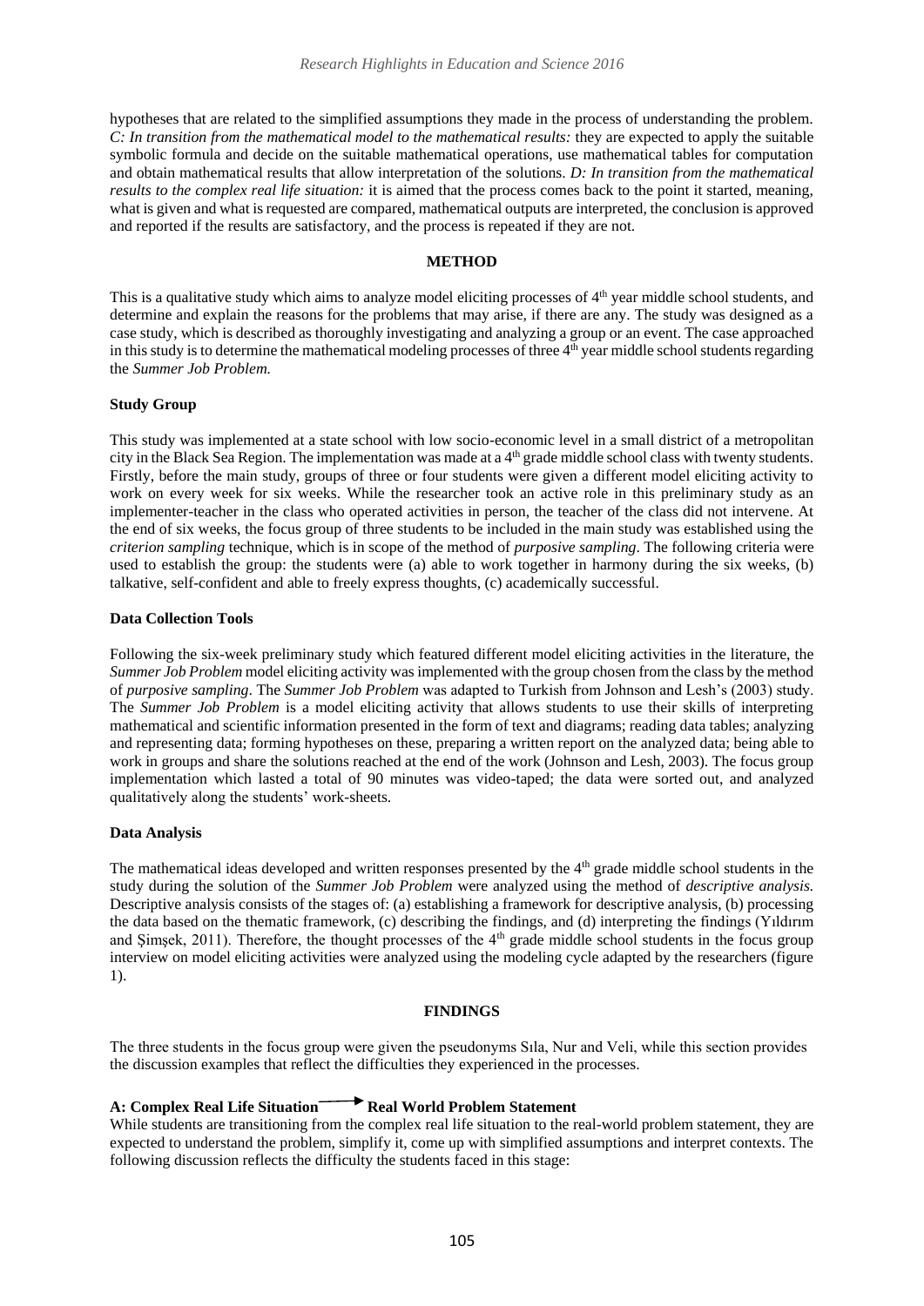hypotheses that are related to the simplified assumptions they made in the process of understanding the problem. *C: In transition from the mathematical model to the mathematical results:* they are expected to apply the suitable symbolic formula and decide on the suitable mathematical operations, use mathematical tables for computation and obtain mathematical results that allow interpretation of the solutions. *D: In transition from the mathematical results to the complex real life situation:* it is aimed that the process comes back to the point it started, meaning, what is given and what is requested are compared, mathematical outputs are interpreted, the conclusion is approved and reported if the results are satisfactory, and the process is repeated if they are not.

## METHOD

This is a qualitative study which aims to analyze model eliciting processes of 4th year middle school students, and determine and explain the reasons for the problems that may arise, if there are any. The study was designed as a case study, which is described as thoroughly investigating and analyzing a group or an event. The case approached in this study is to determine the mathematical modeling processes of three 4th year middle school students regarding the *Summer Job Problem.*

### Study Group

This study was implemented at a state school with low socio-economic level in a small district of a metropolitan city in the Black Sea Region. The implementation was made at a 4th grade middle school class with twenty students. Firstly, before the main study, groups of three or four students were given a different model eliciting activity to work on every week for six weeks. While the researcher took an active role in this preliminary study as an implementer-teacher in the class who operated activities in person, the teacher of the class did not intervene. At the end of six weeks, the focus group of three students to be included in the main study was established using the *criterion sampling* technique, which is in scope of the method of *purposive sampling*. The following criteria were used to establish the group: the students were (a) able to work together in harmony during the six weeks, (b) talkative, self-confident and able to freely express thoughts, (c) academically successful.

### Data Collection Tools

Following the six-week preliminary study which featured different model eliciting activities in the literature, the *Summer Job Problem* model eliciting activity was implemented with the group chosen from the class by the method of *purposive sampling*. The *Summer Job Problem* was adapted to Turkish from Johnson and Lesh's (2003) study. The *Summer Job Problem* is a model eliciting activity that allows students to use their skills of interpreting mathematical and scientific information presented in the form of text and diagrams; reading data tables; analyzing and representing data; forming hypotheses on these, preparing a written report on the analyzed data; being able to work in groups and share the solutions reached at the end of the work (Johnson and Lesh, 2003). The focus group implementation which lasted a total of 90 minutes was video-taped; the data were sorted out, and analyzed qualitatively along the students' work-sheets.

### Data Analysis

The mathematical ideas developed and written responses presented by the 4th grade middle school students in the study during the solution of the *Summer Job Problem* were analyzed using the method of *descriptive analysis.* Descriptive analysis consists of the stages of: (a) establishing a framework for descriptive analysis, (b) processing the data based on the thematic framework, (c) describing the findings, and (d) interpreting the findings (Yıldırım and Şimşek, 2011). Therefore, the thought processes of the 4th grade middle school students in the focus group interview on model eliciting activities were analyzed using the modeling cycle adapted by the researchers (figure 1).

## FINDINGS

The three students in the focus group were given the pseudonyms Sıla, Nur and Veli, while this section provides the discussion examples that reflect the difficulties they experienced in the processes.

### A: Complex Real Life Situation → Real World Problem Statement

While students are transitioning from the complex real life situation to the real-world problem statement, they are expected to understand the problem, simplify it, come up with simplified assumptions and interpret contexts. The following discussion reflects the difficulty the students faced in this stage: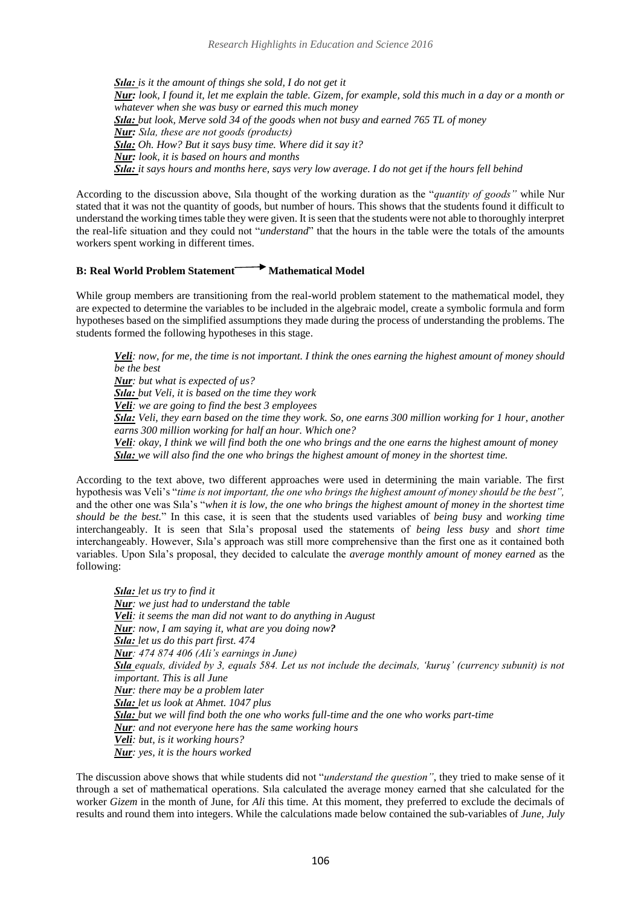***Sıla:*** *is it the amount of things she sold, I do not get it*
***Nur:*** *look, I found it, let me explain the table. Gizem, for example, sold this much in a day or a month or whatever when she was busy or earned this much money*
***Sıla:*** *but look, Merve sold 34 of the goods when not busy and earned 765 TL of money*
***Nur:*** *Sıla, these are not goods (products)*
***Sıla:*** *Oh. How? But it says busy time. Where did it say it?*
***Nur:*** *look, it is based on hours and months*
***Sıla:*** *it says hours and months here, says very low average. I do not get if the hours fell behind*

According to the discussion above, Sıla thought of the working duration as the "*quantity of goods"* while Nur stated that it was not the quantity of goods, but number of hours. This shows that the students found it difficult to understand the working times table they were given. It is seen that the students were not able to thoroughly interpret the real-life situation and they could not "*understand*" that the hours in the table were the totals of the amounts workers spent working in different times.

### B: Real World Problem Statement → Mathematical Model

While group members are transitioning from the real-world problem statement to the mathematical model, they are expected to determine the variables to be included in the algebraic model, create a symbolic formula and form hypotheses based on the simplified assumptions they made during the process of understanding the problems. The students formed the following hypotheses in this stage.

***Veli****: now, for me, the time is not important. I think the ones earning the highest amount of money should be the best*
***Nur****: but what is expected of us?*
***Sıla:*** *but Veli, it is based on the time they work*
***Veli****: we are going to find the best 3 employees*
***Sıla:*** *Veli, they earn based on the time they work. So, one earns 300 million working for 1 hour, another earns 300 million working for half an hour. Which one?*
***Veli****: okay, I think we will find both the one who brings and the one earns the highest amount of money*
***Sıla:*** *we will also find the one who brings the highest amount of money in the shortest time.*

According to the text above, two different approaches were used in determining the main variable. The first hypothesis was Veli's "*time is not important, the one who brings the highest amount of money should be the best",* and the other one was Sıla's "*when it is low, the one who brings the highest amount of money in the shortest time should be the best.*" In this case, it is seen that the students used variables of *being busy* and *working time* interchangeably. It is seen that Sıla's proposal used the statements of *being less busy* and *short time* interchangeably. However, Sıla's approach was still more comprehensive than the first one as it contained both variables. Upon Sıla's proposal, they decided to calculate the *average monthly amount of money earned* as the following:

***Sıla:*** *let us try to find it*
***Nur****: we just had to understand the table*
***Veli****: it seems the man did not want to do anything in August*
***Nur****: now, I am saying it, what are you doing now?*
***Sıla:*** *let us do this part first. 474*
***Nur****: 474 874 406 (Ali's earnings in June)*
***Sıla*** *equals, divided by 3, equals 584. Let us not include the decimals, 'kuruş' (currency subunit) is not important. This is all June*
***Nur****: there may be a problem later*
***Sıla:*** *let us look at Ahmet. 1047 plus*
***Sıla:*** *but we will find both the one who works full-time and the one who works part-time*
***Nur****: and not everyone here has the same working hours*
***Veli****: but, is it working hours?*
***Nur****: yes, it is the hours worked*

The discussion above shows that while students did not "*understand the question",* they tried to make sense of it through a set of mathematical operations. Sıla calculated the average money earned that she calculated for the worker *Gizem* in the month of June, for *Ali* this time. At this moment, they preferred to exclude the decimals of results and round them into integers. While the calculations made below contained the sub-variables of *June, July*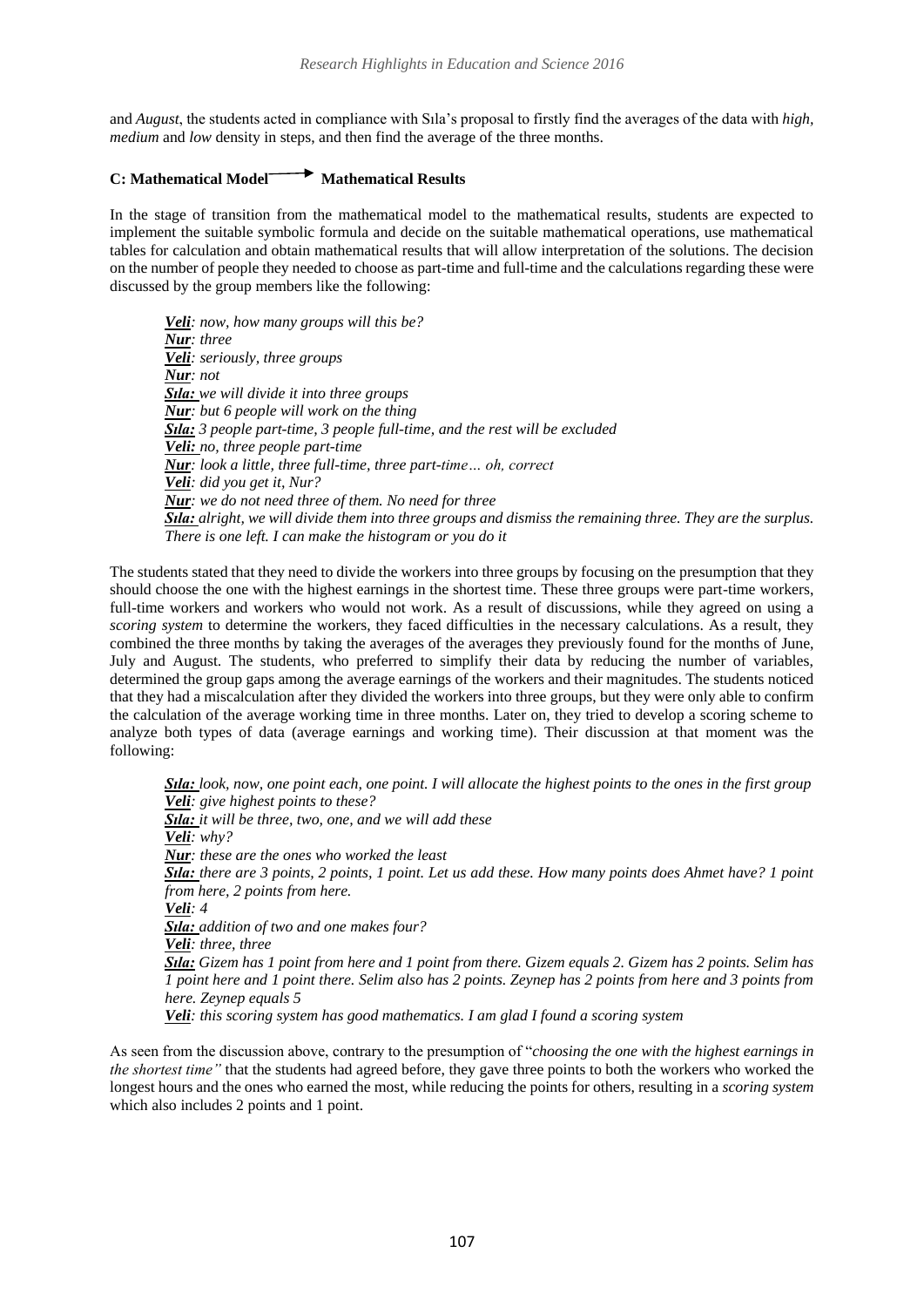and *August*, the students acted in compliance with Sıla's proposal to firstly find the averages of the data with *high*, *medium* and *low* density in steps, and then find the average of the three months.

### C: Mathematical Model → Mathematical Results

In the stage of transition from the mathematical model to the mathematical results, students are expected to implement the suitable symbolic formula and decide on the suitable mathematical operations, use mathematical tables for calculation and obtain mathematical results that will allow interpretation of the solutions. The decision on the number of people they needed to choose as part-time and full-time and the calculations regarding these were discussed by the group members like the following:

> ***Veli****: now, how many groups will this be?*
> ***Nur****: three*
> ***Veli****: seriously, three groups*
> ***Nur****: not*
> ***Sıla:*** *we will divide it into three groups*
> ***Nur****: but 6 people will work on the thing*
> ***Sıla:*** *3 people part-time, 3 people full-time, and the rest will be excluded*
> ***Veli:*** *no, three people part-time*
> ***Nur****: look a little, three full-time, three part-time… oh, correct*
> ***Veli****: did you get it, Nur?*
> ***Nur****: we do not need three of them. No need for three*
> ***Sıla:*** *alright, we will divide them into three groups and dismiss the remaining three. They are the surplus. There is one left. I can make the histogram or you do it*

The students stated that they need to divide the workers into three groups by focusing on the presumption that they should choose the one with the highest earnings in the shortest time. These three groups were part-time workers, full-time workers and workers who would not work. As a result of discussions, while they agreed on using a *scoring system* to determine the workers, they faced difficulties in the necessary calculations. As a result, they combined the three months by taking the averages of the averages they previously found for the months of June, July and August. The students, who preferred to simplify their data by reducing the number of variables, determined the group gaps among the average earnings of the workers and their magnitudes. The students noticed that they had a miscalculation after they divided the workers into three groups, but they were only able to confirm the calculation of the average working time in three months. Later on, they tried to develop a scoring scheme to analyze both types of data (average earnings and working time). Their discussion at that moment was the following:

> ***Sıla:*** *look, now, one point each, one point. I will allocate the highest points to the ones in the first group*
> ***Veli****: give highest points to these?*
> ***Sıla:*** *it will be three, two, one, and we will add these*
> ***Veli****: why?*
> ***Nur****: these are the ones who worked the least*
> ***Sıla:*** *there are 3 points, 2 points, 1 point. Let us add these. How many points does Ahmet have? 1 point from here, 2 points from here.*
> ***Veli****: 4*
> ***Sıla:*** *addition of two and one makes four?*
> ***Veli****: three, three*
> ***Sıla:*** *Gizem has 1 point from here and 1 point from there. Gizem equals 2. Gizem has 2 points. Selim has 1 point here and 1 point there. Selim also has 2 points. Zeynep has 2 points from here and 3 points from here. Zeynep equals 5*
> ***Veli****: this scoring system has good mathematics. I am glad I found a scoring system*

As seen from the discussion above, contrary to the presumption of "*choosing the one with the highest earnings in the shortest time"* that the students had agreed before, they gave three points to both the workers who worked the longest hours and the ones who earned the most, while reducing the points for others, resulting in a *scoring system* which also includes 2 points and 1 point.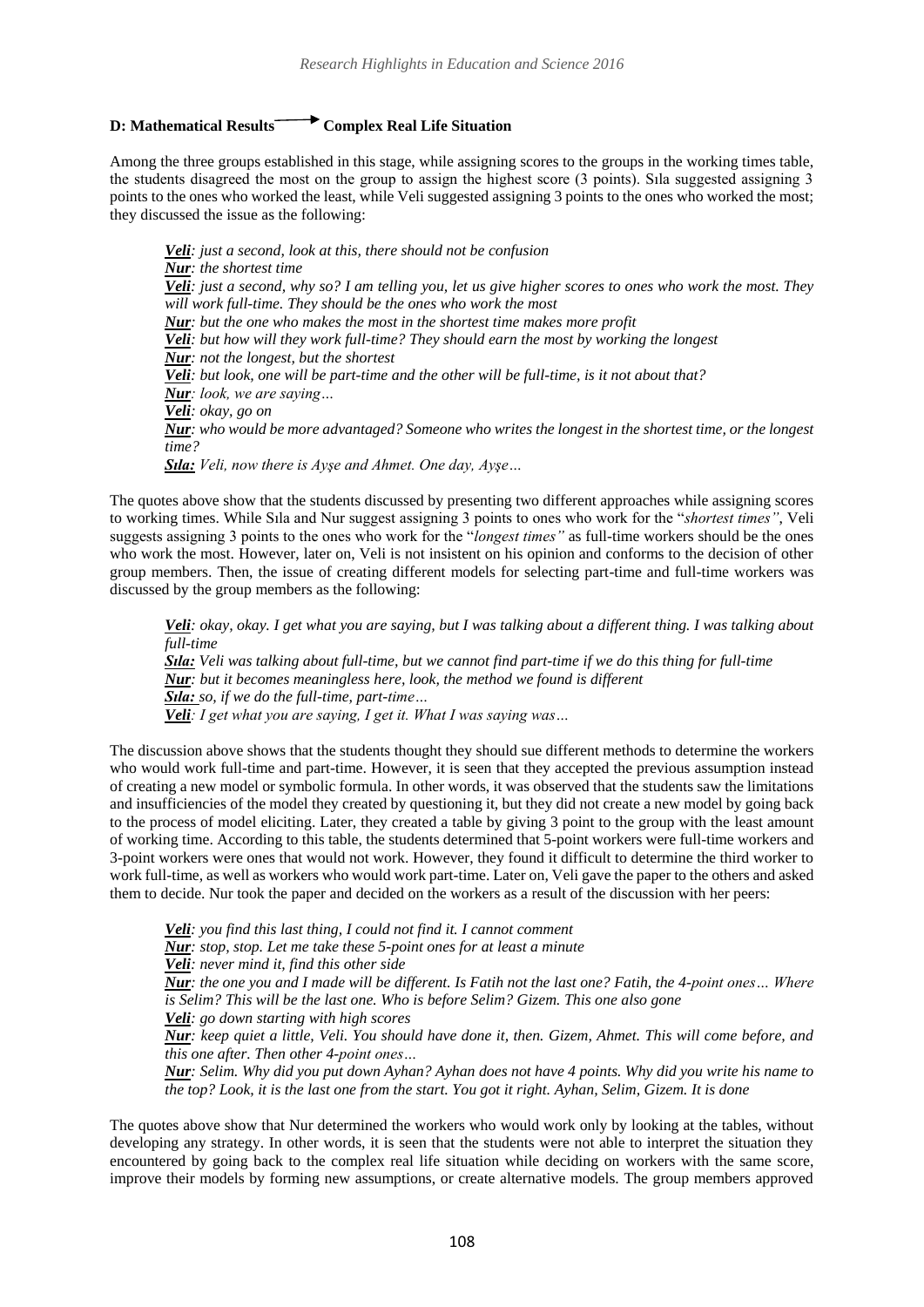### D: Mathematical Results → Complex Real Life Situation

Among the three groups established in this stage, while assigning scores to the groups in the working times table, the students disagreed the most on the group to assign the highest score (3 points). Sıla suggested assigning 3 points to the ones who worked the least, while Veli suggested assigning 3 points to the ones who worked the most; they discussed the issue as the following:

> ***Veli***: *just a second, look at this, there should not be confusion*
> ***Nur***: *the shortest time*
> ***Veli***: *just a second, why so? I am telling you, let us give higher scores to ones who work the most. They will work full-time. They should be the ones who work the most*
> ***Nur***: *but the one who makes the most in the shortest time makes more profit*
> ***Veli***: *but how will they work full-time? They should earn the most by working the longest*
> ***Nur***: *not the longest, but the shortest*
> ***Veli***: *but look, one will be part-time and the other will be full-time, is it not about that?*
> ***Nur***: *look, we are saying…*
> ***Veli***: *okay, go on*
> ***Nur***: *who would be more advantaged? Someone who writes the longest in the shortest time, or the longest time?*
> ***Sıla:*** *Veli, now there is Ayşe and Ahmet. One day, Ayşe…*

The quotes above show that the students discussed by presenting two different approaches while assigning scores to working times. While Sıla and Nur suggest assigning 3 points to ones who work for the "*shortest times"*, Veli suggests assigning 3 points to the ones who work for the "*longest times"* as full-time workers should be the ones who work the most. However, later on, Veli is not insistent on his opinion and conforms to the decision of other group members. Then, the issue of creating different models for selecting part-time and full-time workers was discussed by the group members as the following:

> ***Veli***: *okay, okay. I get what you are saying, but I was talking about a different thing. I was talking about full-time*
> ***Sıla:*** *Veli was talking about full-time, but we cannot find part-time if we do this thing for full-time*
> ***Nur***: *but it becomes meaningless here, look, the method we found is different*
> ***Sıla:*** *so, if we do the full-time, part-time…*
> ***Veli***: *I get what you are saying, I get it. What I was saying was…*

The discussion above shows that the students thought they should sue different methods to determine the workers who would work full-time and part-time. However, it is seen that they accepted the previous assumption instead of creating a new model or symbolic formula. In other words, it was observed that the students saw the limitations and insufficiencies of the model they created by questioning it, but they did not create a new model by going back to the process of model eliciting. Later, they created a table by giving 3 point to the group with the least amount of working time. According to this table, the students determined that 5-point workers were full-time workers and 3-point workers were ones that would not work. However, they found it difficult to determine the third worker to work full-time, as well as workers who would work part-time. Later on, Veli gave the paper to the others and asked them to decide. Nur took the paper and decided on the workers as a result of the discussion with her peers:

> ***Veli***: *you find this last thing, I could not find it. I cannot comment*
> ***Nur***: *stop, stop. Let me take these 5-point ones for at least a minute*
> ***Veli***: *never mind it, find this other side*
> ***Nur***: *the one you and I made will be different. Is Fatih not the last one? Fatih, the 4-point ones… Where is Selim? This will be the last one. Who is before Selim? Gizem. This one also gone*
> ***Veli***: *go down starting with high scores*
> ***Nur***: *keep quiet a little, Veli. You should have done it, then. Gizem, Ahmet. This will come before, and this one after. Then other 4-point ones…*
> ***Nur***: *Selim. Why did you put down Ayhan? Ayhan does not have 4 points. Why did you write his name to the top? Look, it is the last one from the start. You got it right. Ayhan, Selim, Gizem. It is done*

The quotes above show that Nur determined the workers who would work only by looking at the tables, without developing any strategy. In other words, it is seen that the students were not able to interpret the situation they encountered by going back to the complex real life situation while deciding on workers with the same score, improve their models by forming new assumptions, or create alternative models. The group members approved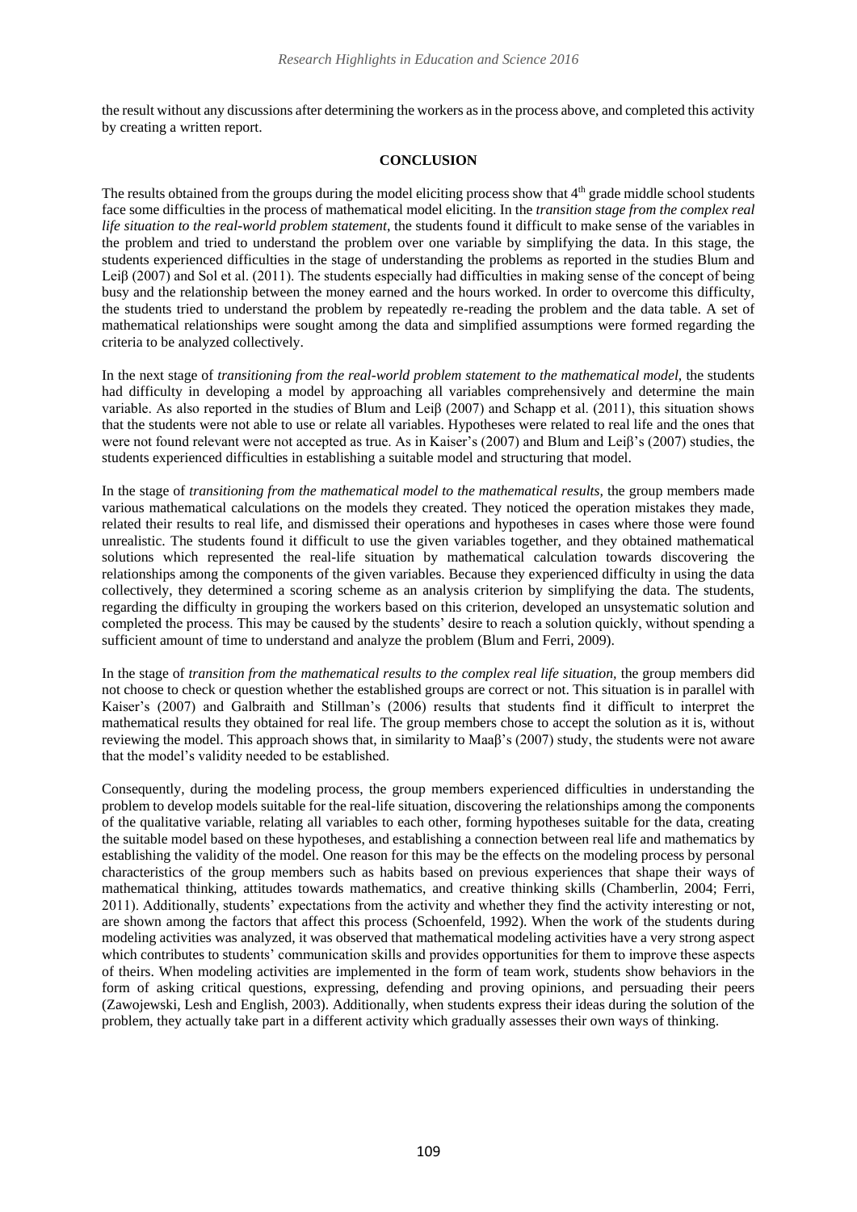the result without any discussions after determining the workers as in the process above, and completed this activity by creating a written report.

## CONCLUSION

The results obtained from the groups during the model eliciting process show that 4th grade middle school students face some difficulties in the process of mathematical model eliciting. In the *transition stage from the complex real life situation to the real-world problem statement*, the students found it difficult to make sense of the variables in the problem and tried to understand the problem over one variable by simplifying the data. In this stage, the students experienced difficulties in the stage of understanding the problems as reported in the studies Blum and Leiβ (2007) and Sol et al. (2011). The students especially had difficulties in making sense of the concept of being busy and the relationship between the money earned and the hours worked. In order to overcome this difficulty, the students tried to understand the problem by repeatedly re-reading the problem and the data table. A set of mathematical relationships were sought among the data and simplified assumptions were formed regarding the criteria to be analyzed collectively.

In the next stage of *transitioning from the real-world problem statement to the mathematical model*, the students had difficulty in developing a model by approaching all variables comprehensively and determine the main variable. As also reported in the studies of Blum and Leiβ (2007) and Schapp et al. (2011), this situation shows that the students were not able to use or relate all variables. Hypotheses were related to real life and the ones that were not found relevant were not accepted as true. As in Kaiser's (2007) and Blum and Leiβ's (2007) studies, the students experienced difficulties in establishing a suitable model and structuring that model.

In the stage of *transitioning from the mathematical model to the mathematical results*, the group members made various mathematical calculations on the models they created. They noticed the operation mistakes they made, related their results to real life, and dismissed their operations and hypotheses in cases where those were found unrealistic. The students found it difficult to use the given variables together, and they obtained mathematical solutions which represented the real-life situation by mathematical calculation towards discovering the relationships among the components of the given variables. Because they experienced difficulty in using the data collectively, they determined a scoring scheme as an analysis criterion by simplifying the data. The students, regarding the difficulty in grouping the workers based on this criterion, developed an unsystematic solution and completed the process. This may be caused by the students' desire to reach a solution quickly, without spending a sufficient amount of time to understand and analyze the problem (Blum and Ferri, 2009).

In the stage of *transition from the mathematical results to the complex real life situation*, the group members did not choose to check or question whether the established groups are correct or not. This situation is in parallel with Kaiser's (2007) and Galbraith and Stillman's (2006) results that students find it difficult to interpret the mathematical results they obtained for real life. The group members chose to accept the solution as it is, without reviewing the model. This approach shows that, in similarity to Maaβ's (2007) study, the students were not aware that the model's validity needed to be established.

Consequently, during the modeling process, the group members experienced difficulties in understanding the problem to develop models suitable for the real-life situation, discovering the relationships among the components of the qualitative variable, relating all variables to each other, forming hypotheses suitable for the data, creating the suitable model based on these hypotheses, and establishing a connection between real life and mathematics by establishing the validity of the model. One reason for this may be the effects on the modeling process by personal characteristics of the group members such as habits based on previous experiences that shape their ways of mathematical thinking, attitudes towards mathematics, and creative thinking skills (Chamberlin, 2004; Ferri, 2011). Additionally, students' expectations from the activity and whether they find the activity interesting or not, are shown among the factors that affect this process (Schoenfeld, 1992). When the work of the students during modeling activities was analyzed, it was observed that mathematical modeling activities have a very strong aspect which contributes to students' communication skills and provides opportunities for them to improve these aspects of theirs. When modeling activities are implemented in the form of team work, students show behaviors in the form of asking critical questions, expressing, defending and proving opinions, and persuading their peers (Zawojewski, Lesh and English, 2003). Additionally, when students express their ideas during the solution of the problem, they actually take part in a different activity which gradually assesses their own ways of thinking.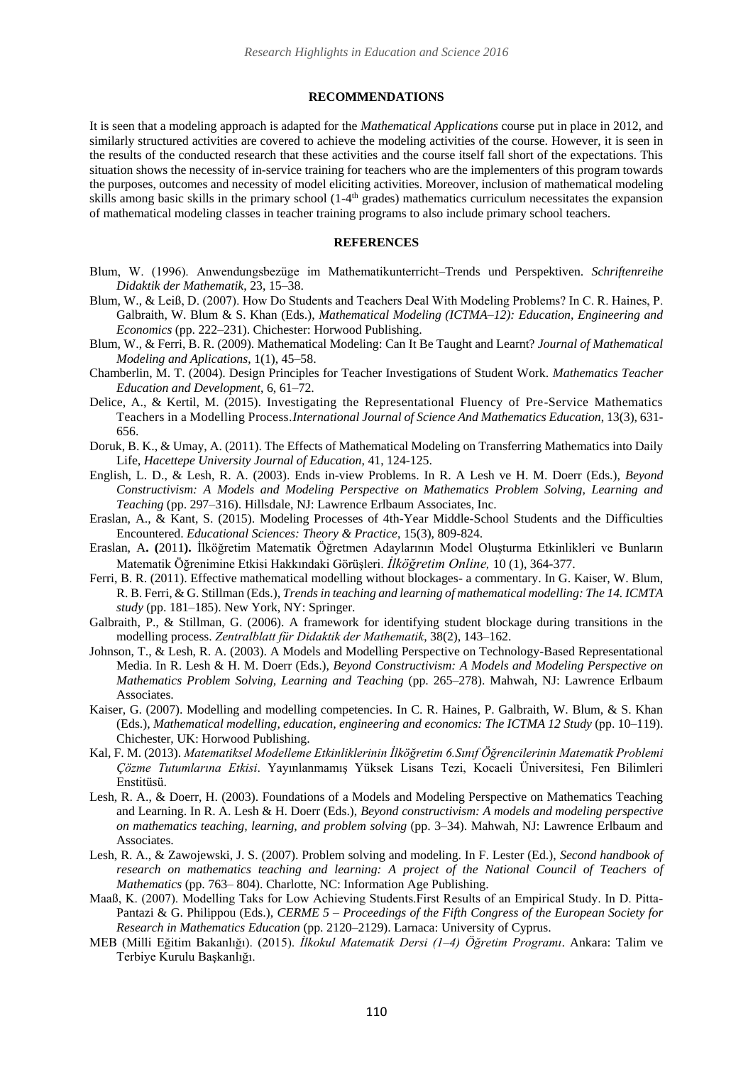## RECOMMENDATIONS

It is seen that a modeling approach is adapted for the *Mathematical Applications* course put in place in 2012, and similarly structured activities are covered to achieve the modeling activities of the course. However, it is seen in the results of the conducted research that these activities and the course itself fall short of the expectations. This situation shows the necessity of in-service training for teachers who are the implementers of this program towards the purposes, outcomes and necessity of model eliciting activities. Moreover, inclusion of mathematical modeling skills among basic skills in the primary school (1-4th grades) mathematics curriculum necessitates the expansion of mathematical modeling classes in teacher training programs to also include primary school teachers.

## REFERENCES

Blum, W. (1996). Anwendungsbezüge im Mathematikunterricht–Trends und Perspektiven. *Schriftenreihe Didaktik der Mathematik*, 23, 15–38.

Blum, W., & Leiß, D. (2007). How Do Students and Teachers Deal With Modeling Problems? In C. R. Haines, P. Galbraith, W. Blum & S. Khan (Eds.), *Mathematical Modeling (ICTMA–12): Education, Engineering and Economics* (pp. 222–231). Chichester: Horwood Publishing.

Blum, W., & Ferri, B. R. (2009). Mathematical Modeling: Can It Be Taught and Learnt? *Journal of Mathematical Modeling and Aplications*, 1(1), 45–58.

Chamberlin, M. T. (2004). Design Principles for Teacher Investigations of Student Work. *Mathematics Teacher Education and Development*, 6, 61–72.

Delice, A., & Kertil, M. (2015). Investigating the Representational Fluency of Pre-Service Mathematics Teachers in a Modelling Process.*International Journal of Science And Mathematics Education*, 13(3), 631-656.

Doruk, B. K., & Umay, A. (2011). The Effects of Mathematical Modeling on Transferring Mathematics into Daily Life, *Hacettepe University Journal of Education*, 41, 124-125.

English, L. D., & Lesh, R. A. (2003). Ends in-view Problems. In R. A Lesh ve H. M. Doerr (Eds.), *Beyond Constructivism: A Models and Modeling Perspective on Mathematics Problem Solving, Learning and Teaching* (pp. 297–316). Hillsdale, NJ: Lawrence Erlbaum Associates, Inc.

Eraslan, A., & Kant, S. (2015). Modeling Processes of 4th-Year Middle-School Students and the Difficulties Encountered. *Educational Sciences: Theory & Practice*, 15(3), 809-824.

Eraslan, A**.** **(**2011**).** İlköğretim Matematik Öğretmen Adaylarının Model Oluşturma Etkinlikleri ve Bunların Matematik Öğrenimine Etkisi Hakkındaki Görüşleri. *İlköğretim Online,* 10 (1), 364-377.

Ferri, B. R. (2011). Effective mathematical modelling without blockages- a commentary. In G. Kaiser, W. Blum, R. B. Ferri, & G. Stillman (Eds.), *Trends in teaching and learning of mathematical modelling: The 14. ICMTA study* (pp. 181–185). New York, NY: Springer.

Galbraith, P., & Stillman, G. (2006). A framework for identifying student blockage during transitions in the modelling process. *Zentralblatt für Didaktik der Mathematik*, 38(2), 143–162.

Johnson, T., & Lesh, R. A. (2003). A Models and Modelling Perspective on Technology-Based Representational Media. In R. Lesh & H. M. Doerr (Eds.), *Beyond Constructivism: A Models and Modeling Perspective on Mathematics Problem Solving, Learning and Teaching* (pp. 265–278). Mahwah, NJ: Lawrence Erlbaum Associates.

Kaiser, G. (2007). Modelling and modelling competencies. In C. R. Haines, P. Galbraith, W. Blum, & S. Khan (Eds.), *Mathematical modelling, education, engineering and economics: The ICTMA 12 Study* (pp. 10–119). Chichester, UK: Horwood Publishing.

Kal, F. M. (2013). *Matematiksel Modelleme Etkinliklerinin İlköğretim 6.Sınıf Öğrencilerinin Matematik Problemi Çözme Tutumlarına Etkisi*. Yayınlanmamış Yüksek Lisans Tezi, Kocaeli Üniversitesi, Fen Bilimleri Enstitüsü.

Lesh, R. A., & Doerr, H. (2003). Foundations of a Models and Modeling Perspective on Mathematics Teaching and Learning. In R. A. Lesh & H. Doerr (Eds.), *Beyond constructivism: A models and modeling perspective on mathematics teaching, learning, and problem solving* (pp. 3–34). Mahwah, NJ: Lawrence Erlbaum and Associates.

Lesh, R. A., & Zawojewski, J. S. (2007). Problem solving and modeling. In F. Lester (Ed.), *Second handbook of research on mathematics teaching and learning: A project of the National Council of Teachers of Mathematics* (pp. 763– 804). Charlotte, NC: Information Age Publishing.

Maaß, K. (2007). Modelling Taks for Low Achieving Students.First Results of an Empirical Study. In D. Pitta-Pantazi & G. Philippou (Eds.), *CERME 5 – Proceedings of the Fifth Congress of the European Society for Research in Mathematics Education* (pp. 2120–2129). Larnaca: University of Cyprus.

MEB (Milli Eğitim Bakanlığı). (2015). *İlkokul Matematik Dersi (1–4) Öğretim Programı*. Ankara: Talim ve Terbiye Kurulu Başkanlığı.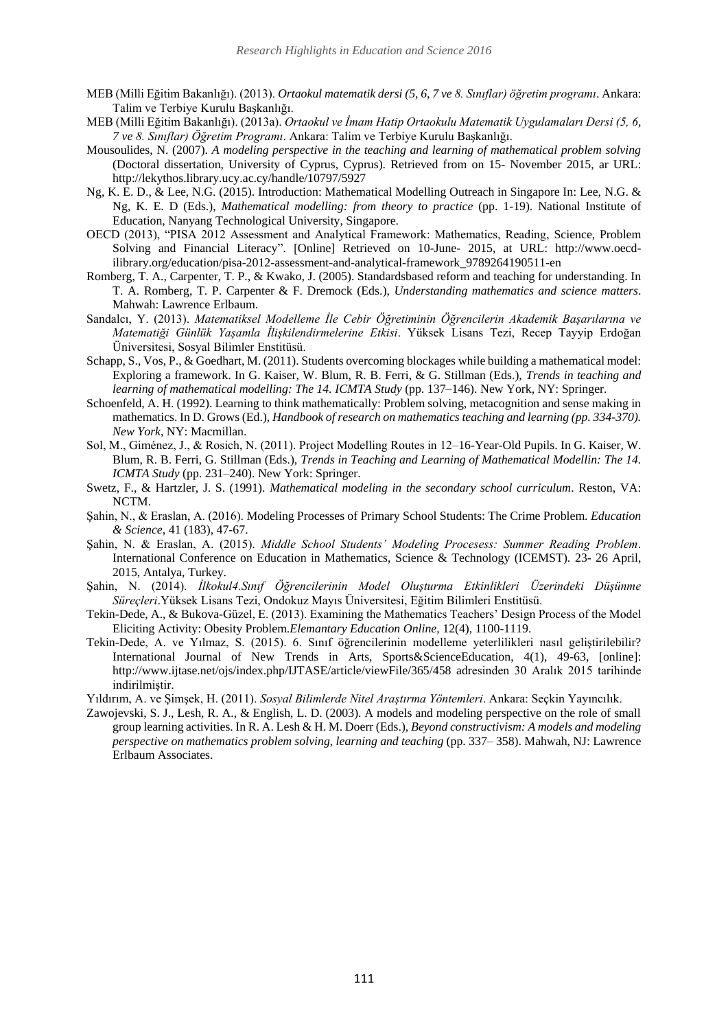MEB (Milli Eğitim Bakanlığı). (2013). *Ortaokul matematik dersi (5, 6, 7 ve 8. Sınıflar) öğretim programı*. Ankara: Talim ve Terbiye Kurulu Başkanlığı.

MEB (Milli Eğitim Bakanlığı). (2013a). *Ortaokul ve İmam Hatip Ortaokulu Matematik Uygulamaları Dersi (5, 6, 7 ve 8. Sınıflar) Öğretim Programı*. Ankara: Talim ve Terbiye Kurulu Başkanlığı.

Mousoulides, N. (2007). *A modeling perspective in the teaching and learning of mathematical problem solving* (Doctoral dissertation, University of Cyprus, Cyprus). Retrieved from on 15- November 2015, ar URL: http://lekythos.library.ucy.ac.cy/handle/10797/5927

Ng, K. E. D., & Lee, N.G. (2015). Introduction: Mathematical Modelling Outreach in Singapore In: Lee, N.G. & Ng, K. E. D (Eds.), *Mathematical modelling: from theory to practice* (pp. 1-19). National Institute of Education, Nanyang Technological University, Singapore.

OECD (2013), "PISA 2012 Assessment and Analytical Framework: Mathematics, Reading, Science, Problem Solving and Financial Literacy". [Online] Retrieved on 10-June- 2015, at URL: http://www.oecd-ilibrary.org/education/pisa-2012-assessment-and-analytical-framework_9789264190511-en

Romberg, T. A., Carpenter, T. P., & Kwako, J. (2005). Standardsbased reform and teaching for understanding. In T. A. Romberg, T. P. Carpenter & F. Dremock (Eds.), *Understanding mathematics and science matters*. Mahwah: Lawrence Erlbaum.

Sandalcı, Y. (2013). *Matematiksel Modelleme İle Cebir Öğretiminin Öğrencilerin Akademik Başarılarına ve Matematiği Günlük Yaşamla İlişkilendirmelerine Etkisi*. Yüksek Lisans Tezi, Recep Tayyip Erdoğan Üniversitesi, Sosyal Bilimler Enstitüsü.

Schapp, S., Vos, P., & Goedhart, M. (2011). Students overcoming blockages while building a mathematical model: Exploring a framework. In G. Kaiser, W. Blum, R. B. Ferri, & G. Stillman (Eds.), *Trends in teaching and learning of mathematical modelling: The 14. ICMTA Study* (pp. 137–146). New York, NY: Springer.

Schoenfeld, A. H. (1992). Learning to think mathematically: Problem solving, metacognition and sense making in mathematics. In D. Grows (Ed.), *Handbook of research on mathematics teaching and learning (pp. 334-370). New York*, NY: Macmillan.

Sol, M., Giménez, J., & Rosich, N. (2011). Project Modelling Routes in 12–16-Year-Old Pupils. In G. Kaiser, W. Blum, R. B. Ferri, G. Stillman (Eds.), *Trends in Teaching and Learning of Mathematical Modellin: The 14. ICMTA Study* (pp. 231–240). New York: Springer.

Swetz, F., & Hartzler, J. S. (1991). *Mathematical modeling in the secondary school curriculum*. Reston, VA: NCTM.

Şahin, N., & Eraslan, A. (2016). Modeling Processes of Primary School Students: The Crime Problem. *Education & Science*, 41 (183), 47-67.

Şahin, N. & Eraslan, A. (2015). *Middle School Students' Modeling Procesess: Summer Reading Problem*. International Conference on Education in Mathematics, Science & Technology (ICEMST). 23- 26 April, 2015, Antalya, Turkey.

Şahin, N. (2014). *İlkokul4.Sınıf Öğrencilerinin Model Oluşturma Etkinlikleri Üzerindeki Düşünme Süreçleri*.Yüksek Lisans Tezi, Ondokuz Mayıs Üniversitesi, Eğitim Bilimleri Enstitüsü.

Tekin-Dede, A., & Bukova-Güzel, E. (2013). Examining the Mathematics Teachers' Design Process of the Model Eliciting Activity: Obesity Problem.*Elemantary Education Online*, 12(4), 1100-1119.

Tekin-Dede, A. ve Yılmaz, S. (2015). 6. Sınıf öğrencilerinin modelleme yeterlilikleri nasıl geliştirilebilir? International Journal of New Trends in Arts, Sports&ScienceEducation, 4(1), 49-63, [online]: http://www.ijtase.net/ojs/index.php/IJTASE/article/viewFile/365/458 adresinden 30 Aralık 2015 tarihinde indirilmiştir.

Yıldırım, A. ve Şimşek, H. (2011). *Sosyal Bilimlerde Nitel Araştırma Yöntemleri*. Ankara: Seçkin Yayıncılık.

Zawojevski, S. J., Lesh, R. A., & English, L. D. (2003). A models and modeling perspective on the role of small group learning activities. In R. A. Lesh & H. M. Doerr (Eds.), *Beyond constructivism: A models and modeling perspective on mathematics problem solving, learning and teaching* (pp. 337– 358). Mahwah, NJ: Lawrence Erlbaum Associates.